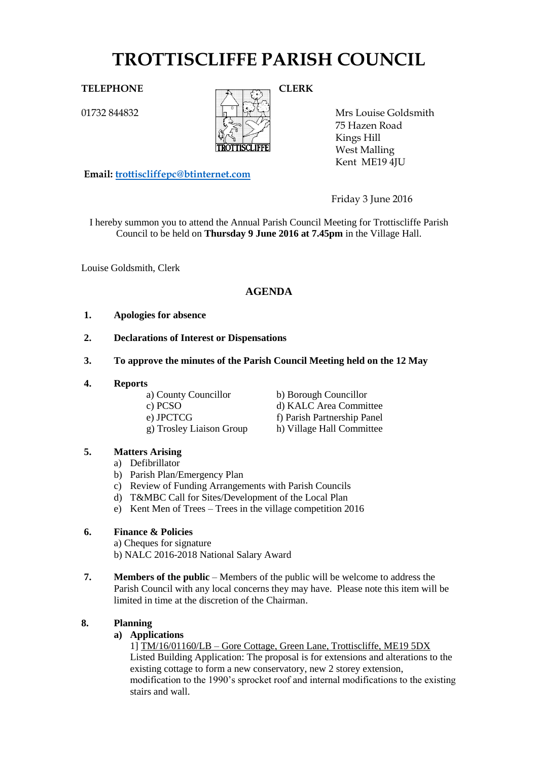# TROTTISCLIFFE PARISH COUNCIL

**TELEPHONE**

01732 844832

**CLERK**

Mrs Louise Goldsmith
75 Hazen Road
Kings Hill
West Malling
Kent ME19 4JU

**Email:** trottiscliffepc@btinternet.com

Friday 3 June 2016

I hereby summon you to attend the Annual Parish Council Meeting for Trottiscliffe Parish Council to be held on **Thursday 9 June 2016 at 7.45pm** in the Village Hall.

Louise Goldsmith, Clerk

## AGENDA

1. **Apologies for absence**

2. **Declarations of Interest or Dispensations**

3. **To approve the minutes of the Parish Council Meeting held on the 12 May**

4. **Reports**
   - a) County Councillor
   - b) Borough Councillor
   - c) PCSO
   - d) KALC Area Committee
   - e) JPCTCG
   - f) Parish Partnership Panel
   - g) Trosley Liaison Group
   - h) Village Hall Committee

5. **Matters Arising**
   - a) Defibrillator
   - b) Parish Plan/Emergency Plan
   - c) Review of Funding Arrangements with Parish Councils
   - d) T&MBC Call for Sites/Development of the Local Plan
   - e) Kent Men of Trees – Trees in the village competition 2016

6. **Finance & Policies**
   - a) Cheques for signature
   - b) NALC 2016-2018 National Salary Award

7. **Members of the public** – Members of the public will be welcome to address the Parish Council with any local concerns they may have. Please note this item will be limited in time at the discretion of the Chairman.

8. **Planning**
   - **a) Applications**

     1] TM/16/01160/LB – Gore Cottage, Green Lane, Trottiscliffe, ME19 5DX
     Listed Building Application: The proposal is for extensions and alterations to the existing cottage to form a new conservatory, new 2 storey extension, modification to the 1990's sprocket roof and internal modifications to the existing stairs and wall.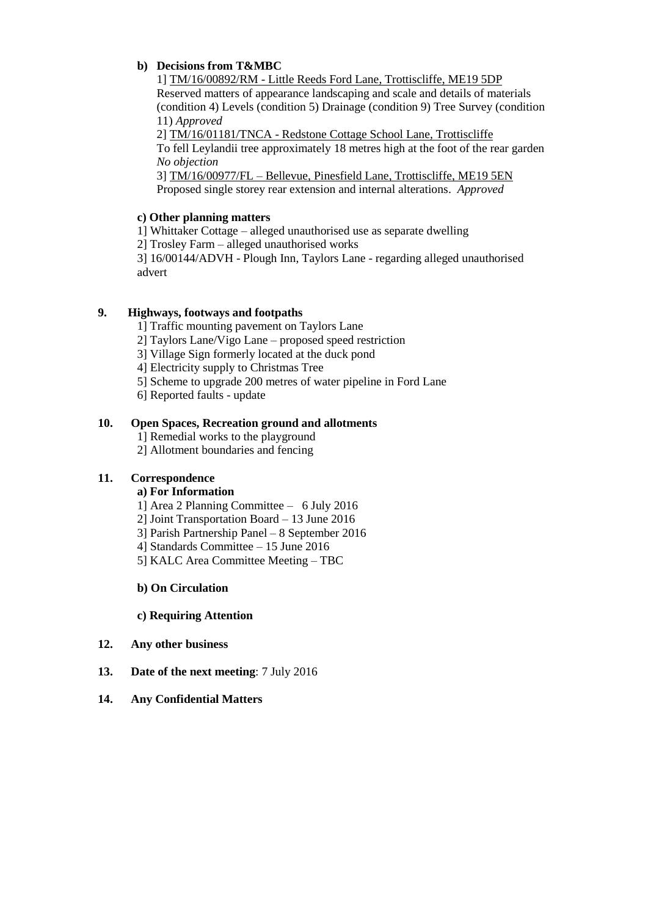**b) Decisions from T&MBC**

1] TM/16/00892/RM - Little Reeds Ford Lane, Trottiscliffe, ME19 5DP
Reserved matters of appearance landscaping and scale and details of materials (condition 4) Levels (condition 5) Drainage (condition 9) Tree Survey (condition 11) *Approved*

2] TM/16/01181/TNCA - Redstone Cottage School Lane, Trottiscliffe
To fell Leylandii tree approximately 18 metres high at the foot of the rear garden *No objection*

3] TM/16/00977/FL – Bellevue, Pinesfield Lane, Trottiscliffe, ME19 5EN
Proposed single storey rear extension and internal alterations. *Approved*

**c) Other planning matters**

1] Whittaker Cottage – alleged unauthorised use as separate dwelling
2] Trosley Farm – alleged unauthorised works
3] 16/00144/ADVH - Plough Inn, Taylors Lane - regarding alleged unauthorised advert

**9. Highways, footways and footpaths**

1] Traffic mounting pavement on Taylors Lane
2] Taylors Lane/Vigo Lane – proposed speed restriction
3] Village Sign formerly located at the duck pond
4] Electricity supply to Christmas Tree
5] Scheme to upgrade 200 metres of water pipeline in Ford Lane
6] Reported faults - update

**10. Open Spaces, Recreation ground and allotments**

1] Remedial works to the playground
2] Allotment boundaries and fencing

**11. Correspondence**

**a) For Information**

1] Area 2 Planning Committee – 6 July 2016
2] Joint Transportation Board – 13 June 2016
3] Parish Partnership Panel – 8 September 2016
4] Standards Committee – 15 June 2016
5] KALC Area Committee Meeting – TBC

**b) On Circulation**

**c) Requiring Attention**

**12. Any other business**

**13. Date of the next meeting**: 7 July 2016

**14. Any Confidential Matters**